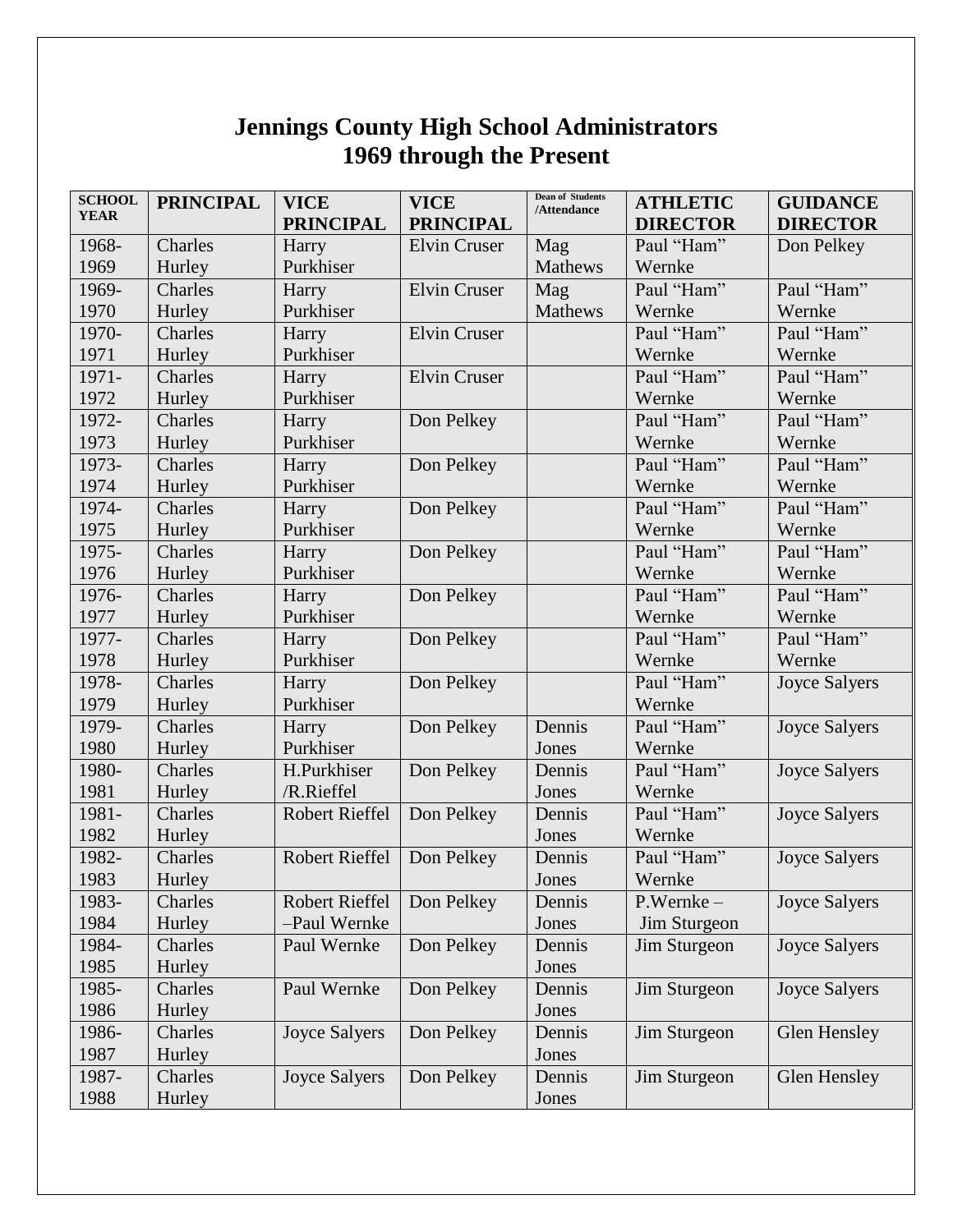# Jennings County High School Administrators
# 1969 through the Present

| SCHOOL YEAR | PRINCIPAL | VICE PRINCIPAL | VICE PRINCIPAL | Dean of Students /Attendance | ATHLETIC DIRECTOR | GUIDANCE DIRECTOR |
|---|---|---|---|---|---|---|
| 1968-1969 | Charles Hurley | Harry Purkhiser | Elvin Cruser | Mag Mathews | Paul "Ham" Wernke | Don Pelkey |
| 1969-1970 | Charles Hurley | Harry Purkhiser | Elvin Cruser | Mag Mathews | Paul "Ham" Wernke | Paul "Ham" Wernke |
| 1970-1971 | Charles Hurley | Harry Purkhiser | Elvin Cruser | | Paul "Ham" Wernke | Paul "Ham" Wernke |
| 1971-1972 | Charles Hurley | Harry Purkhiser | Elvin Cruser | | Paul "Ham" Wernke | Paul "Ham" Wernke |
| 1972-1973 | Charles Hurley | Harry Purkhiser | Don Pelkey | | Paul "Ham" Wernke | Paul "Ham" Wernke |
| 1973-1974 | Charles Hurley | Harry Purkhiser | Don Pelkey | | Paul "Ham" Wernke | Paul "Ham" Wernke |
| 1974-1975 | Charles Hurley | Harry Purkhiser | Don Pelkey | | Paul "Ham" Wernke | Paul "Ham" Wernke |
| 1975-1976 | Charles Hurley | Harry Purkhiser | Don Pelkey | | Paul "Ham" Wernke | Paul "Ham" Wernke |
| 1976-1977 | Charles Hurley | Harry Purkhiser | Don Pelkey | | Paul "Ham" Wernke | Paul "Ham" Wernke |
| 1977-1978 | Charles Hurley | Harry Purkhiser | Don Pelkey | | Paul "Ham" Wernke | Paul "Ham" Wernke |
| 1978-1979 | Charles Hurley | Harry Purkhiser | Don Pelkey | | Paul "Ham" Wernke | Joyce Salyers |
| 1979-1980 | Charles Hurley | Harry Purkhiser | Don Pelkey | Dennis Jones | Paul "Ham" Wernke | Joyce Salyers |
| 1980-1981 | Charles Hurley | H.Purkhiser /R.Rieffel | Don Pelkey | Dennis Jones | Paul "Ham" Wernke | Joyce Salyers |
| 1981-1982 | Charles Hurley | Robert Rieffel | Don Pelkey | Dennis Jones | Paul "Ham" Wernke | Joyce Salyers |
| 1982-1983 | Charles Hurley | Robert Rieffel | Don Pelkey | Dennis Jones | Paul "Ham" Wernke | Joyce Salyers |
| 1983-1984 | Charles Hurley | Robert Rieffel –Paul Wernke | Don Pelkey | Dennis Jones | P.Wernke – Jim Sturgeon | Joyce Salyers |
| 1984-1985 | Charles Hurley | Paul Wernke | Don Pelkey | Dennis Jones | Jim Sturgeon | Joyce Salyers |
| 1985-1986 | Charles Hurley | Paul Wernke | Don Pelkey | Dennis Jones | Jim Sturgeon | Joyce Salyers |
| 1986-1987 | Charles Hurley | Joyce Salyers | Don Pelkey | Dennis Jones | Jim Sturgeon | Glen Hensley |
| 1987-1988 | Charles Hurley | Joyce Salyers | Don Pelkey | Dennis Jones | Jim Sturgeon | Glen Hensley |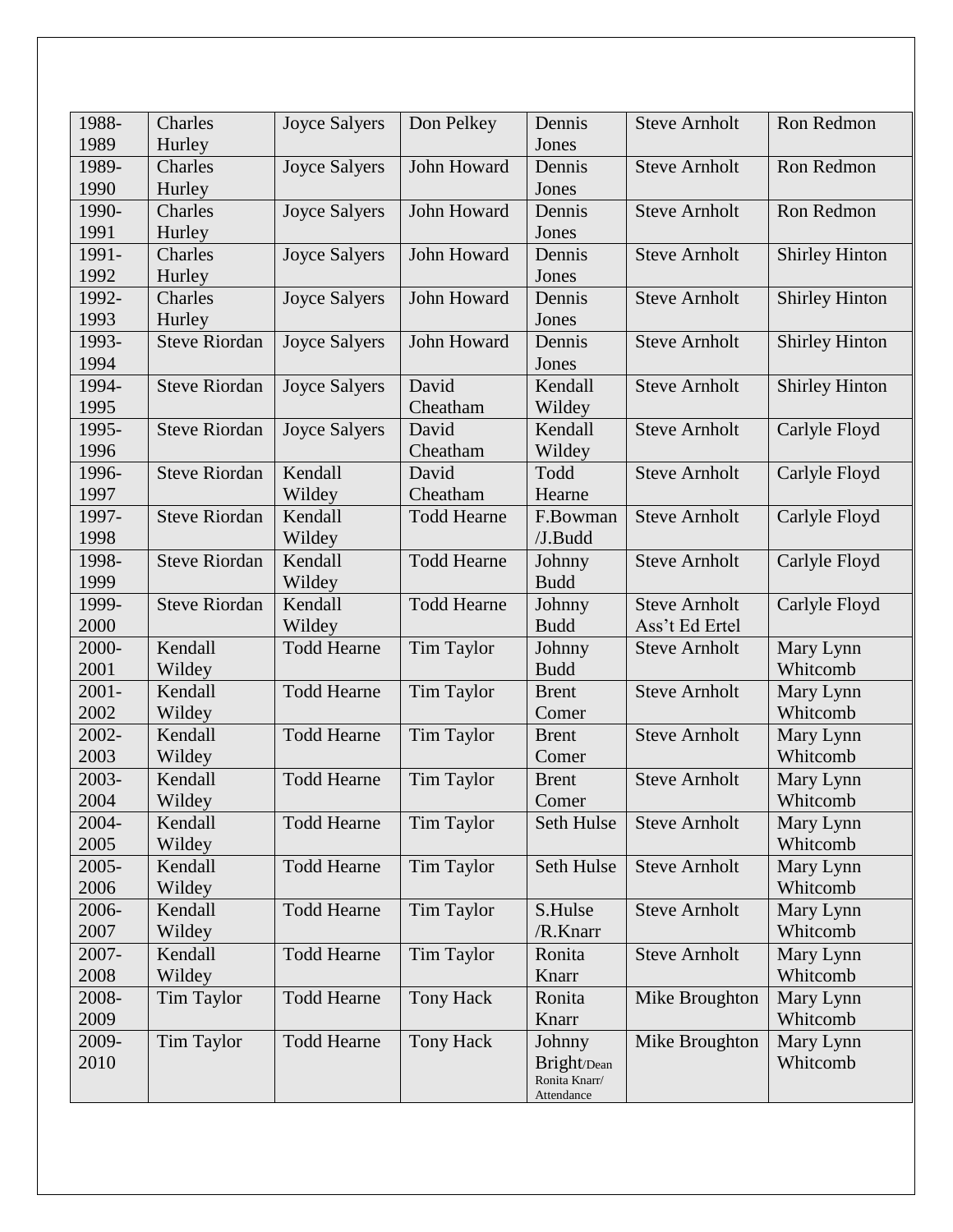| 1988-1989 | Charles Hurley | Joyce Salyers | Don Pelkey | Dennis Jones | Steve Arnholt | Ron Redmon |
|---|---|---|---|---|---|---|
| 1989-1990 | Charles Hurley | Joyce Salyers | John Howard | Dennis Jones | Steve Arnholt | Ron Redmon |
| 1990-1991 | Charles Hurley | Joyce Salyers | John Howard | Dennis Jones | Steve Arnholt | Ron Redmon |
| 1991-1992 | Charles Hurley | Joyce Salyers | John Howard | Dennis Jones | Steve Arnholt | Shirley Hinton |
| 1992-1993 | Charles Hurley | Joyce Salyers | John Howard | Dennis Jones | Steve Arnholt | Shirley Hinton |
| 1993-1994 | Steve Riordan | Joyce Salyers | John Howard | Dennis Jones | Steve Arnholt | Shirley Hinton |
| 1994-1995 | Steve Riordan | Joyce Salyers | David Cheatham | Kendall Wildey | Steve Arnholt | Shirley Hinton |
| 1995-1996 | Steve Riordan | Joyce Salyers | David Cheatham | Kendall Wildey | Steve Arnholt | Carlyle Floyd |
| 1996-1997 | Steve Riordan | Kendall Wildey | David Cheatham | Todd Hearne | Steve Arnholt | Carlyle Floyd |
| 1997-1998 | Steve Riordan | Kendall Wildey | Todd Hearne | F.Bowman /J.Budd | Steve Arnholt | Carlyle Floyd |
| 1998-1999 | Steve Riordan | Kendall Wildey | Todd Hearne | Johnny Budd | Steve Arnholt | Carlyle Floyd |
| 1999-2000 | Steve Riordan | Kendall Wildey | Todd Hearne | Johnny Budd | Steve Arnholt Ass't Ed Ertel | Carlyle Floyd |
| 2000-2001 | Kendall Wildey | Todd Hearne | Tim Taylor | Johnny Budd | Steve Arnholt | Mary Lynn Whitcomb |
| 2001-2002 | Kendall Wildey | Todd Hearne | Tim Taylor | Brent Comer | Steve Arnholt | Mary Lynn Whitcomb |
| 2002-2003 | Kendall Wildey | Todd Hearne | Tim Taylor | Brent Comer | Steve Arnholt | Mary Lynn Whitcomb |
| 2003-2004 | Kendall Wildey | Todd Hearne | Tim Taylor | Brent Comer | Steve Arnholt | Mary Lynn Whitcomb |
| 2004-2005 | Kendall Wildey | Todd Hearne | Tim Taylor | Seth Hulse | Steve Arnholt | Mary Lynn Whitcomb |
| 2005-2006 | Kendall Wildey | Todd Hearne | Tim Taylor | Seth Hulse | Steve Arnholt | Mary Lynn Whitcomb |
| 2006-2007 | Kendall Wildey | Todd Hearne | Tim Taylor | S.Hulse /R.Knarr | Steve Arnholt | Mary Lynn Whitcomb |
| 2007-2008 | Kendall Wildey | Todd Hearne | Tim Taylor | Ronita Knarr | Steve Arnholt | Mary Lynn Whitcomb |
| 2008-2009 | Tim Taylor | Todd Hearne | Tony Hack | Ronita Knarr | Mike Broughton | Mary Lynn Whitcomb |
| 2009-2010 | Tim Taylor | Todd Hearne | Tony Hack | Johnny Bright/Dean Ronita Knarr/ Attendance | Mike Broughton | Mary Lynn Whitcomb |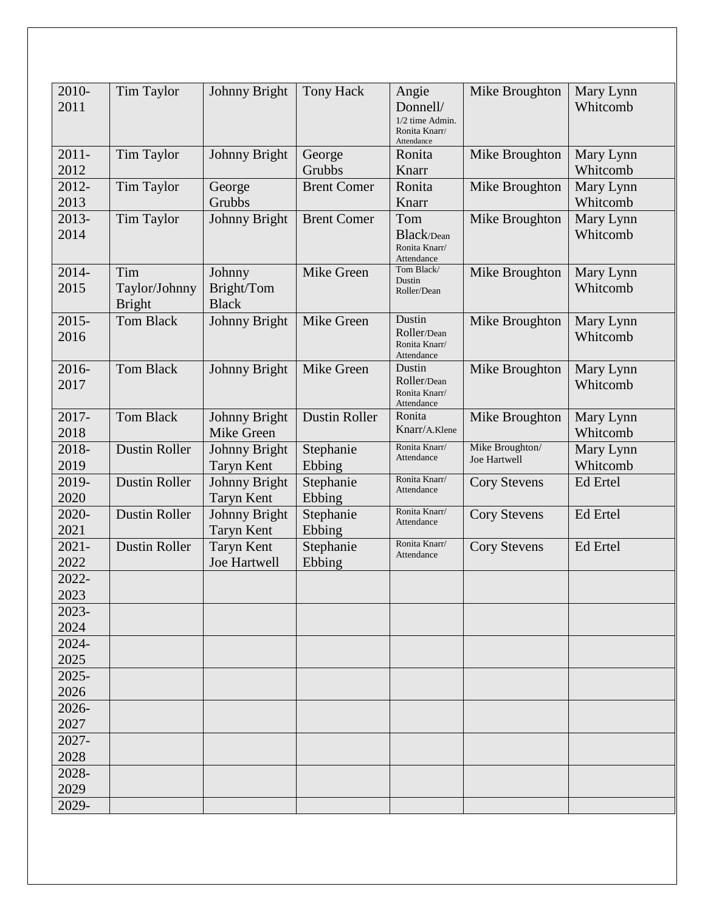| | | | | | | |
|---|---|---|---|---|---|---|
| 2010-2011 | Tim Taylor | Johnny Bright | Tony Hack | Angie Donnell/ 1/2 time Admin. Ronita Knarr/ Attendance | Mike Broughton | Mary Lynn Whitcomb |
| 2011-2012 | Tim Taylor | Johnny Bright | George Grubbs | Ronita Knarr | Mike Broughton | Mary Lynn Whitcomb |
| 2012-2013 | Tim Taylor | George Grubbs | Brent Comer | Ronita Knarr | Mike Broughton | Mary Lynn Whitcomb |
| 2013-2014 | Tim Taylor | Johnny Bright | Brent Comer | Tom Black/Dean Ronita Knarr/ Attendance | Mike Broughton | Mary Lynn Whitcomb |
| 2014-2015 | Tim Taylor/Johnny Bright | Johnny Bright/Tom Black | Mike Green | Tom Black/ Dustin Roller/Dean | Mike Broughton | Mary Lynn Whitcomb |
| 2015-2016 | Tom Black | Johnny Bright | Mike Green | Dustin Roller/Dean Ronita Knarr/ Attendance | Mike Broughton | Mary Lynn Whitcomb |
| 2016-2017 | Tom Black | Johnny Bright | Mike Green | Dustin Roller/Dean Ronita Knarr/ Attendance | Mike Broughton | Mary Lynn Whitcomb |
| 2017-2018 | Tom Black | Johnny Bright Mike Green | Dustin Roller | Ronita Knarr/A.Klene | Mike Broughton | Mary Lynn Whitcomb |
| 2018-2019 | Dustin Roller | Johnny Bright Taryn Kent | Stephanie Ebbing | Ronita Knarr/ Attendance | Mike Broughton/ Joe Hartwell | Mary Lynn Whitcomb |
| 2019-2020 | Dustin Roller | Johnny Bright Taryn Kent | Stephanie Ebbing | Ronita Knarr/ Attendance | Cory Stevens | Ed Ertel |
| 2020-2021 | Dustin Roller | Johnny Bright Taryn Kent | Stephanie Ebbing | Ronita Knarr/ Attendance | Cory Stevens | Ed Ertel |
| 2021-2022 | Dustin Roller | Taryn Kent Joe Hartwell | Stephanie Ebbing | Ronita Knarr/ Attendance | Cory Stevens | Ed Ertel |
| 2022-2023 | | | | | | |
| 2023-2024 | | | | | | |
| 2024-2025 | | | | | | |
| 2025-2026 | | | | | | |
| 2026-2027 | | | | | | |
| 2027-2028 | | | | | | |
| 2028-2029 | | | | | | |
| 2029- | | | | | | |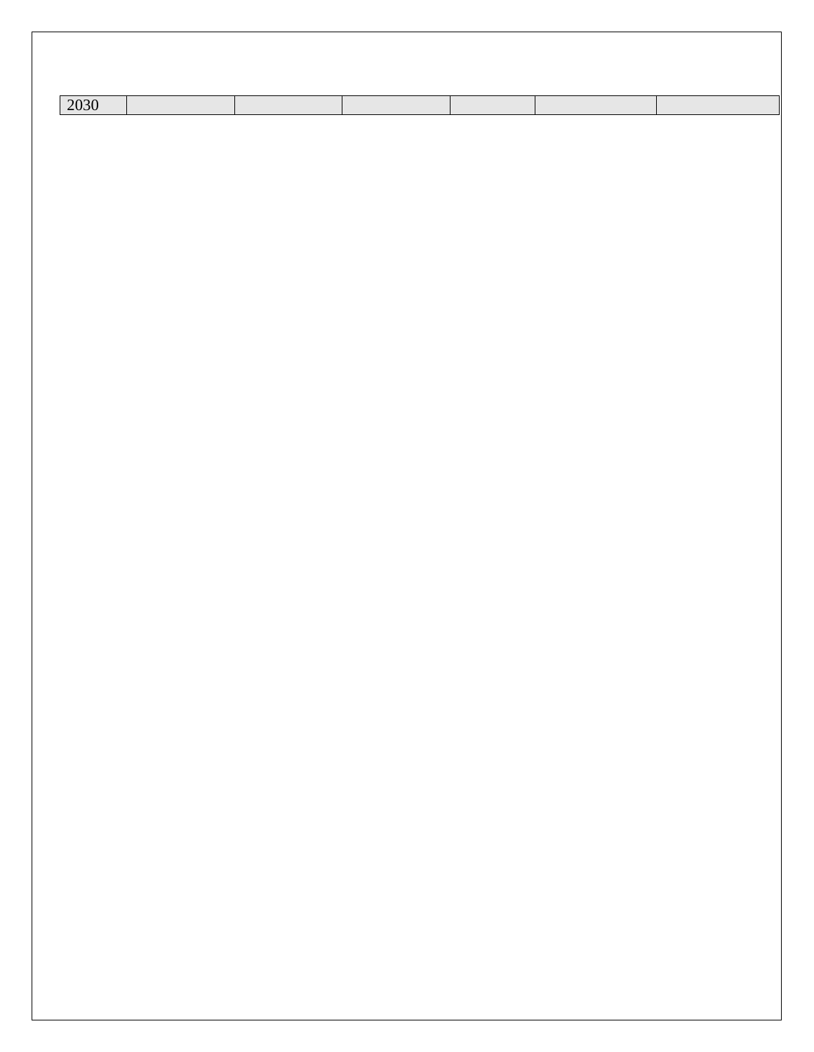| | | | | | | |
|---|---|---|---|---|---|---|
| 2030 | | | | | | |